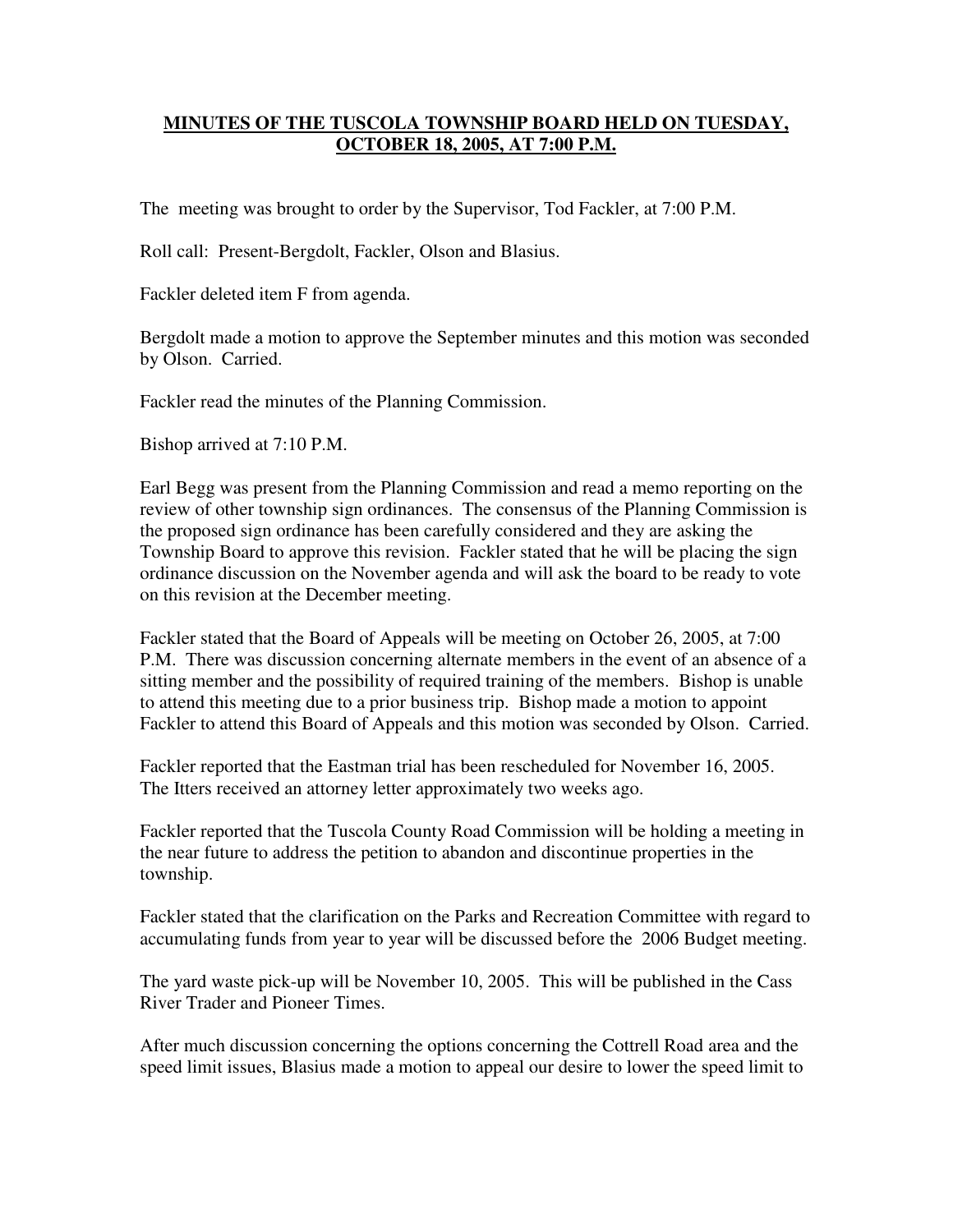# MINUTES OF THE TUSCOLA TOWNSHIP BOARD HELD ON TUESDAY, OCTOBER 18, 2005, AT 7:00 P.M.

The meeting was brought to order by the Supervisor, Tod Fackler, at 7:00 P.M.

Roll call: Present-Bergdolt, Fackler, Olson and Blasius.

Fackler deleted item F from agenda.

Bergdolt made a motion to approve the September minutes and this motion was seconded by Olson. Carried.

Fackler read the minutes of the Planning Commission.

Bishop arrived at 7:10 P.M.

Earl Begg was present from the Planning Commission and read a memo reporting on the review of other township sign ordinances. The consensus of the Planning Commission is the proposed sign ordinance has been carefully considered and they are asking the Township Board to approve this revision. Fackler stated that he will be placing the sign ordinance discussion on the November agenda and will ask the board to be ready to vote on this revision at the December meeting.

Fackler stated that the Board of Appeals will be meeting on October 26, 2005, at 7:00 P.M. There was discussion concerning alternate members in the event of an absence of a sitting member and the possibility of required training of the members. Bishop is unable to attend this meeting due to a prior business trip. Bishop made a motion to appoint Fackler to attend this Board of Appeals and this motion was seconded by Olson. Carried.

Fackler reported that the Eastman trial has been rescheduled for November 16, 2005. The Itters received an attorney letter approximately two weeks ago.

Fackler reported that the Tuscola County Road Commission will be holding a meeting in the near future to address the petition to abandon and discontinue properties in the township.

Fackler stated that the clarification on the Parks and Recreation Committee with regard to accumulating funds from year to year will be discussed before the 2006 Budget meeting.

The yard waste pick-up will be November 10, 2005. This will be published in the Cass River Trader and Pioneer Times.

After much discussion concerning the options concerning the Cottrell Road area and the speed limit issues, Blasius made a motion to appeal our desire to lower the speed limit to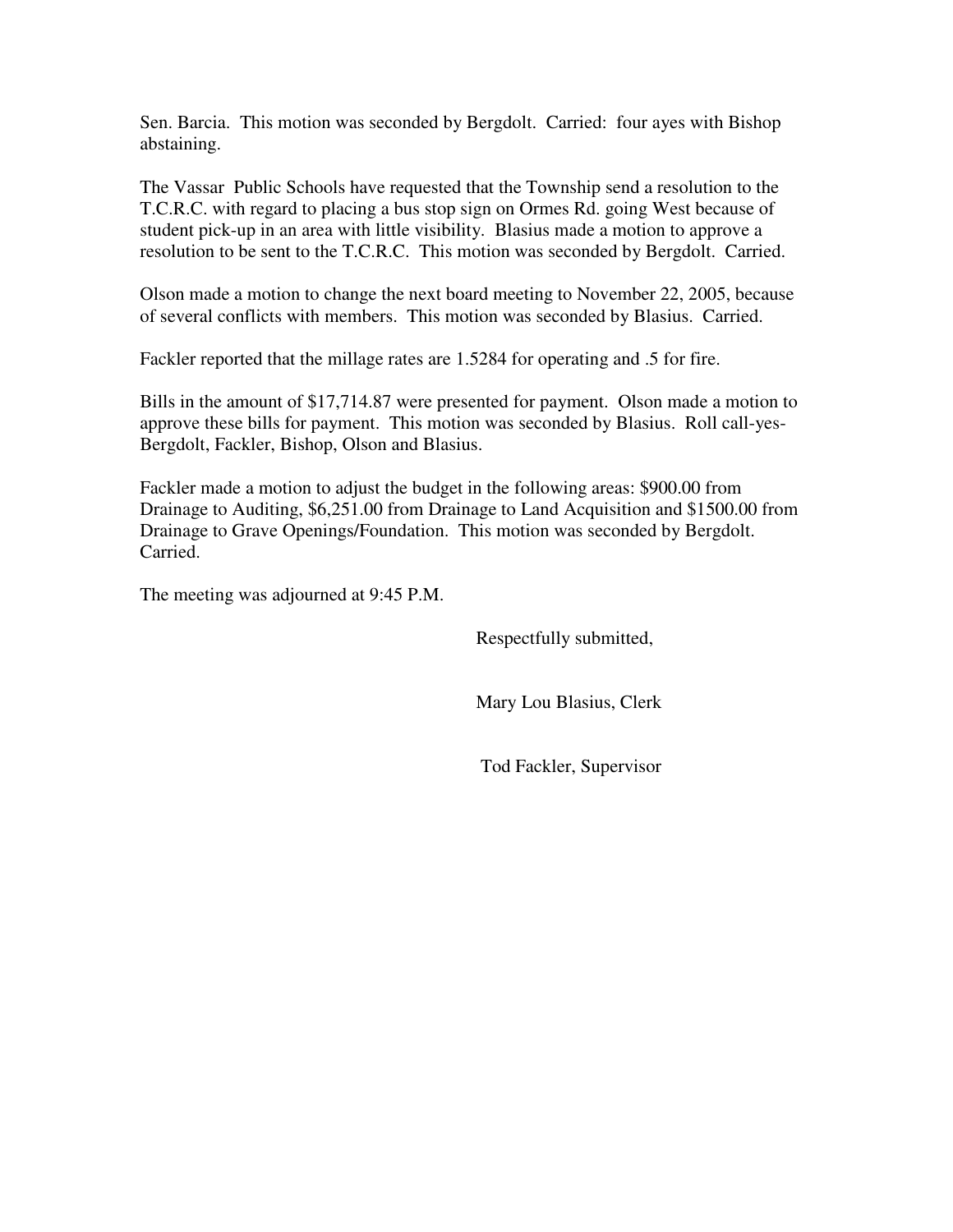Sen. Barcia. This motion was seconded by Bergdolt. Carried: four ayes with Bishop abstaining.

The Vassar Public Schools have requested that the Township send a resolution to the T.C.R.C. with regard to placing a bus stop sign on Ormes Rd. going West because of student pick-up in an area with little visibility. Blasius made a motion to approve a resolution to be sent to the T.C.R.C. This motion was seconded by Bergdolt. Carried.

Olson made a motion to change the next board meeting to November 22, 2005, because of several conflicts with members. This motion was seconded by Blasius. Carried.

Fackler reported that the millage rates are 1.5284 for operating and .5 for fire.

Bills in the amount of $17,714.87 were presented for payment. Olson made a motion to approve these bills for payment. This motion was seconded by Blasius. Roll call-yes-Bergdolt, Fackler, Bishop, Olson and Blasius.

Fackler made a motion to adjust the budget in the following areas: $900.00 from Drainage to Auditing, $6,251.00 from Drainage to Land Acquisition and $1500.00 from Drainage to Grave Openings/Foundation. This motion was seconded by Bergdolt. Carried.

The meeting was adjourned at 9:45 P.M.

Respectfully submitted,

Mary Lou Blasius, Clerk

Tod Fackler, Supervisor